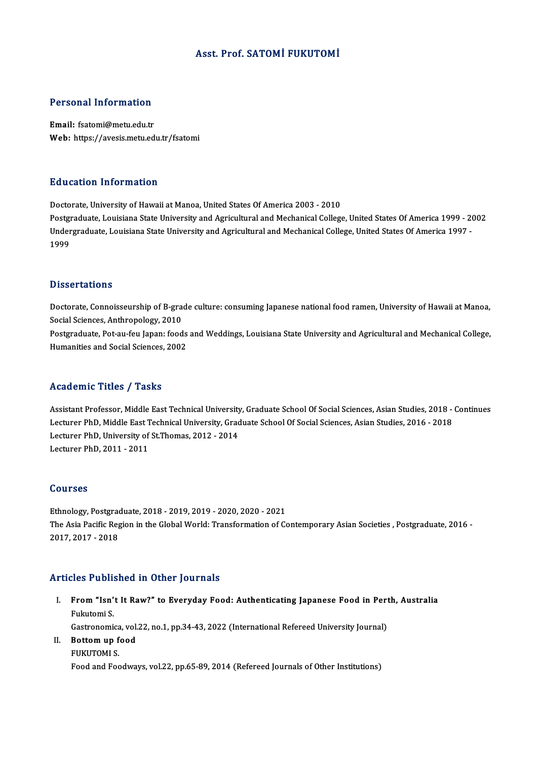# Asst. Prof. SATOMİ FUKUTOMİ

## Personal Information

**Email:** fsatomi@metu.edu.tr
**Web:** https://avesis.metu.edu.tr/fsatomi

## Education Information

Doctorate, University of Hawaii at Manoa, United States Of America 2003 - 2010
Postgraduate, Louisiana State University and Agricultural and Mechanical College, United States Of America 1999 - 2002
Undergraduate, Louisiana State University and Agricultural and Mechanical College, United States Of America 1997 - 1999

## Dissertations

Doctorate, Connoisseurship of B-grade culture: consuming Japanese national food ramen, University of Hawaii at Manoa, Social Sciences, Anthropology, 2010
Postgraduate, Pot-au-feu Japan: foods and Weddings, Louisiana State University and Agricultural and Mechanical College, Humanities and Social Sciences, 2002

## Academic Titles / Tasks

Assistant Professor, Middle East Technical University, Graduate School Of Social Sciences, Asian Studies, 2018 - Continues
Lecturer PhD, Middle East Technical University, Graduate School Of Social Sciences, Asian Studies, 2016 - 2018
Lecturer PhD, University of St.Thomas, 2012 - 2014
Lecturer PhD, 2011 - 2011

## Courses

Ethnology, Postgraduate, 2018 - 2019, 2019 - 2020, 2020 - 2021
The Asia Pacific Region in the Global World: Transformation of Contemporary Asian Societies , Postgraduate, 2016 - 2017, 2017 - 2018

## Articles Published in Other Journals

I. **From "Isn't It Raw?" to Everyday Food: Authenticating Japanese Food in Perth, Australia**
   Fukutomi S.
   Gastronomica, vol.22, no.1, pp.34-43, 2022 (International Refereed University Journal)
II. **Bottom up food**
   FUKUTOMI S.
   Food and Foodways, vol.22, pp.65-89, 2014 (Refereed Journals of Other Institutions)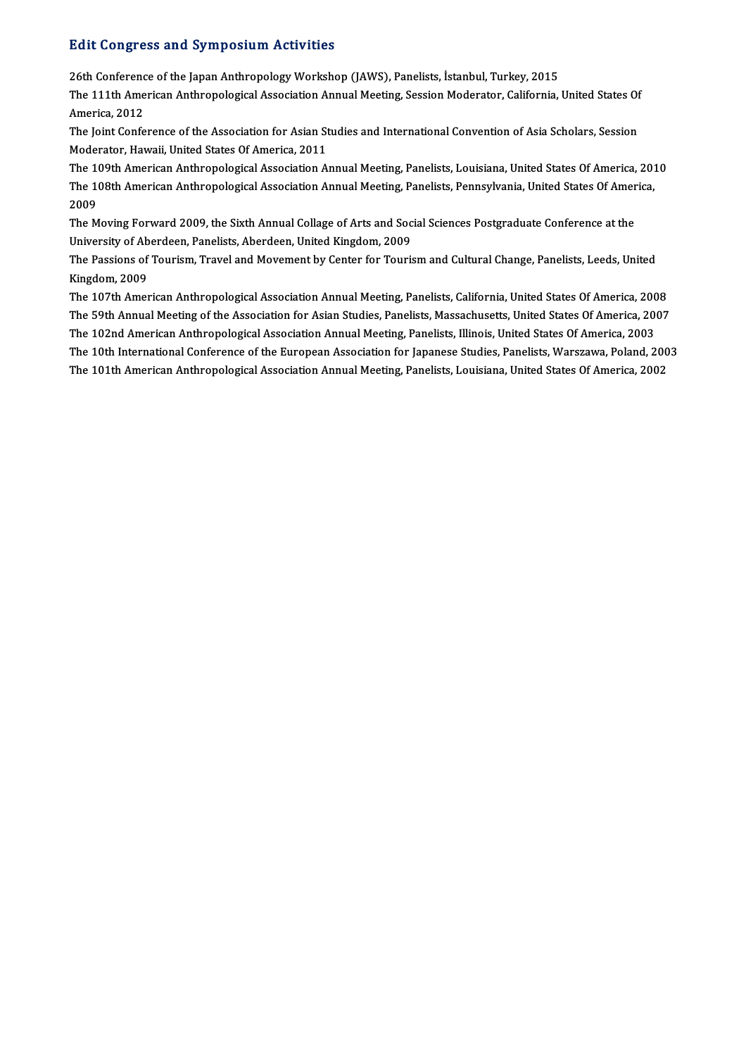## Edit Congress and Symposium Activities

26th Conference of the Japan Anthropology Workshop (JAWS), Panelists, İstanbul, Turkey, 2015

The 111th American Anthropological Association Annual Meeting, Session Moderator, California, United States Of America, 2012

The Joint Conference of the Association for Asian Studies and International Convention of Asia Scholars, Session Moderator, Hawaii, United States Of America, 2011

The 109th American Anthropological Association Annual Meeting, Panelists, Louisiana, United States Of America, 2010

The 108th American Anthropological Association Annual Meeting, Panelists, Pennsylvania, United States Of America, 2009

The Moving Forward 2009, the Sixth Annual Collage of Arts and Social Sciences Postgraduate Conference at the University of Aberdeen, Panelists, Aberdeen, United Kingdom, 2009

The Passions of Tourism, Travel and Movement by Center for Tourism and Cultural Change, Panelists, Leeds, United Kingdom, 2009

The 107th American Anthropological Association Annual Meeting, Panelists, California, United States Of America, 2008

The 59th Annual Meeting of the Association for Asian Studies, Panelists, Massachusetts, United States Of America, 2007

The 102nd American Anthropological Association Annual Meeting, Panelists, Illinois, United States Of America, 2003

The 10th International Conference of the European Association for Japanese Studies, Panelists, Warszawa, Poland, 2003

The 101th American Anthropological Association Annual Meeting, Panelists, Louisiana, United States Of America, 2002